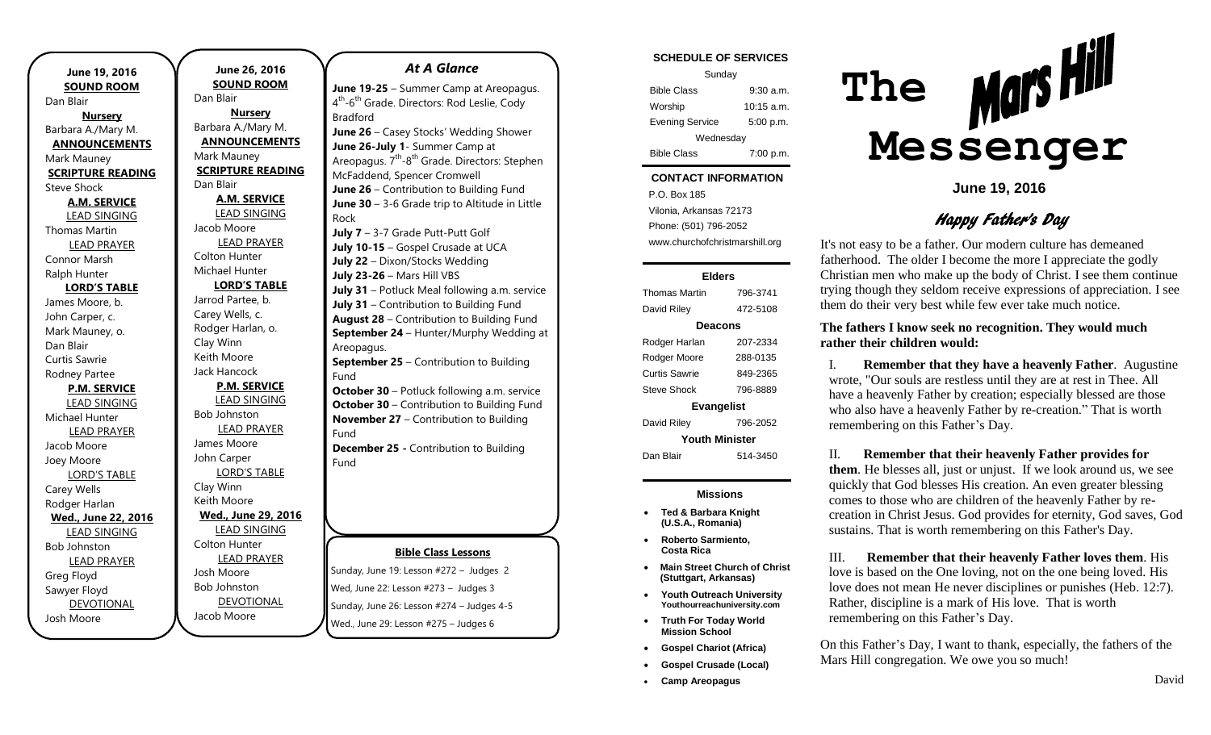**June 19, 2016**
**SOUND ROOM**
Dan Blair
**Nursery**
Barbara A./Mary M.
**ANNOUNCEMENTS**
Mark Mauney
**SCRIPTURE READING**
Steve Shock
**A.M. SERVICE**
LEAD SINGING
Thomas Martin
LEAD PRAYER
Connor Marsh
Ralph Hunter
**LORD'S TABLE**
James Moore, b.
John Carper, c.
Mark Mauney, o.
Dan Blair
Curtis Sawrie
Rodney Partee
**P.M. SERVICE**
LEAD SINGING
Michael Hunter
LEAD PRAYER
Jacob Moore
Joey Moore
LORD'S TABLE
Carey Wells
Rodger Harlan
**Wed., June 22, 2016**
LEAD SINGING
Bob Johnston
LEAD PRAYER
Greg Floyd
Sawyer Floyd
DEVOTIONAL
Josh Moore

**June 26, 2016**
**SOUND ROOM**
Dan Blair
**Nursery**
Barbara A./Mary M.
**ANNOUNCEMENTS**
Mark Mauney
**SCRIPTURE READING**
Dan Blair
**A.M. SERVICE**
LEAD SINGING
Jacob Moore
LEAD PRAYER
Colton Hunter
Michael Hunter
**LORD'S TABLE**
Jarrod Partee, b.
Carey Wells, c.
Rodger Harlan, o.
Clay Winn
Keith Moore
Jack Hancock
**P.M. SERVICE**
LEAD SINGING
Bob Johnston
LEAD PRAYER
James Moore
John Carper
LORD'S TABLE
Clay Winn
Keith Moore
**Wed., June 29, 2016**
LEAD SINGING
Colton Hunter
LEAD PRAYER
Josh Moore
Bob Johnston
DEVOTIONAL
Jacob Moore

## *At A Glance*

**June 19-25** – Summer Camp at Areopagus. 4th-6th Grade. Directors: Rod Leslie, Cody Bradford
**June 26** – Casey Stocks' Wedding Shower
**June 26-July 1**- Summer Camp at Areopagus. 7th-8th Grade. Directors: Stephen McFaddend, Spencer Cromwell
**June 26** – Contribution to Building Fund
**June 30** – 3-6 Grade trip to Altitude in Little Rock
**July 7** – 3-7 Grade Putt-Putt Golf
**July 10-15** – Gospel Crusade at UCA
**July 22** – Dixon/Stocks Wedding
**July 23-26** – Mars Hill VBS
**July 31** – Potluck Meal following a.m. service
**July 31** – Contribution to Building Fund
**August 28** – Contribution to Building Fund
**September 24** – Hunter/Murphy Wedding at Areopagus.
**September 25** – Contribution to Building Fund
**October 30** – Potluck following a.m. service
**October 30** – Contribution to Building Fund
**November 27** – Contribution to Building Fund
**December 25 -** Contribution to Building Fund

**Bible Class Lessons**

Sunday, June 19: Lesson #272 – Judges 2
Wed, June 22: Lesson #273 – Judges 3
Sunday, June 26: Lesson #274 – Judges 4-5
Wed., June 29: Lesson #275 – Judges 6

**SCHEDULE OF SERVICES**

| Sunday | |
|---|---|
| Bible Class | 9:30 a.m. |
| Worship | 10:15 a.m. |
| Evening Service | 5:00 p.m. |
| Wednesday | |
| Bible Class | 7:00 p.m. |

**CONTACT INFORMATION**

P.O. Box 185
Vilonia, Arkansas 72173
Phone: (501) 796-2052
www.churchofchristmarshill.org

**Elders**

| | |
|---|---|
| Thomas Martin | 796-3741 |
| David Riley | 472-5108 |
| **Deacons** | |
| Rodger Harlan | 207-2334 |
| Rodger Moore | 288-0135 |
| Curtis Sawrie | 849-2365 |
| Steve Shock | 796-8889 |
| **Evangelist** | |
| David Riley | 796-2052 |
| **Youth Minister** | |
| Dan Blair | 514-3450 |

**Missions**

- **Ted & Barbara Knight (U.S.A., Romania)**
- **Roberto Sarmiento, Costa Rica**
- **Main Street Church of Christ (Stuttgart, Arkansas)**
- **Youth Outreach University Youthourreachuniversity.com**
- **Truth For Today World Mission School**
- **Gospel Chariot (Africa)**
- **Gospel Crusade (Local)**
- **Camp Areopagus**

# The Mars Hill Messenger

**June 19, 2016**

## *Happy Father's Day*

It's not easy to be a father. Our modern culture has demeaned fatherhood. The older I become the more I appreciate the godly Christian men who make up the body of Christ. I see them continue trying though they seldom receive expressions of appreciation. I see them do their very best while few ever take much notice.

**The fathers I know seek no recognition. They would much rather their children would:**

I. **Remember that they have a heavenly Father**. Augustine wrote, "Our souls are restless until they are at rest in Thee. All have a heavenly Father by creation; especially blessed are those who also have a heavenly Father by re-creation." That is worth remembering on this Father's Day.

II. **Remember that their heavenly Father provides for them**. He blesses all, just or unjust. If we look around us, we see quickly that God blesses His creation. An even greater blessing comes to those who are children of the heavenly Father by re-creation in Christ Jesus. God provides for eternity, God saves, God sustains. That is worth remembering on this Father's Day.

III. **Remember that their heavenly Father loves them**. His love is based on the One loving, not on the one being loved. His love does not mean He never disciplines or punishes (Heb. 12:7). Rather, discipline is a mark of His love. That is worth remembering on this Father's Day.

On this Father's Day, I want to thank, especially, the fathers of the Mars Hill congregation. We owe you so much!

David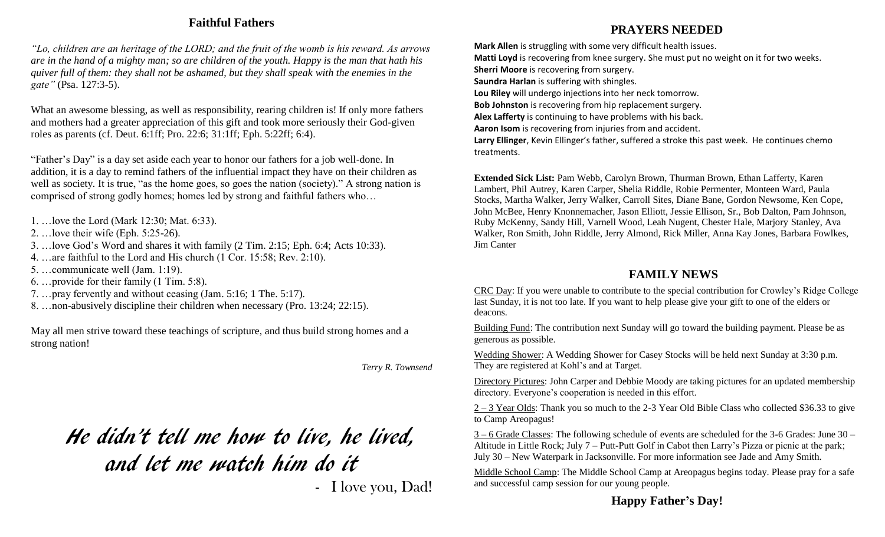## Faithful Fathers

*"Lo, children are an heritage of the LORD; and the fruit of the womb is his reward. As arrows are in the hand of a mighty man; so are children of the youth. Happy is the man that hath his quiver full of them: they shall not be ashamed, but they shall speak with the enemies in the gate"* (Psa. 127:3-5).

What an awesome blessing, as well as responsibility, rearing children is! If only more fathers and mothers had a greater appreciation of this gift and took more seriously their God-given roles as parents (cf. Deut. 6:1ff; Pro. 22:6; 31:1ff; Eph. 5:22ff; 6:4).

"Father's Day" is a day set aside each year to honor our fathers for a job well-done. In addition, it is a day to remind fathers of the influential impact they have on their children as well as society. It is true, "as the home goes, so goes the nation (society)." A strong nation is comprised of strong godly homes; homes led by strong and faithful fathers who…

1. …love the Lord (Mark 12:30; Mat. 6:33).
2. …love their wife (Eph. 5:25-26).
3. …love God's Word and shares it with family (2 Tim. 2:15; Eph. 6:4; Acts 10:33).
4. …are faithful to the Lord and His church (1 Cor. 15:58; Rev. 2:10).
5. …communicate well (Jam. 1:19).
6. …provide for their family (1 Tim. 5:8).
7. …pray fervently and without ceasing (Jam. 5:16; 1 The. 5:17).
8. …non-abusively discipline their children when necessary (Pro. 13:24; 22:15).

May all men strive toward these teachings of scripture, and thus build strong homes and a strong nation!

*Terry R. Townsend*

*He didn't tell me how to live, he lived, and let me watch him do it*

\- I love you, Dad!

## PRAYERS NEEDED

**Mark Allen** is struggling with some very difficult health issues.
**Matti Loyd** is recovering from knee surgery. She must put no weight on it for two weeks.
**Sherri Moore** is recovering from surgery.
**Saundra Harlan** is suffering with shingles.
**Lou Riley** will undergo injections into her neck tomorrow.
**Bob Johnston** is recovering from hip replacement surgery.
**Alex Lafferty** is continuing to have problems with his back.
**Aaron Isom** is recovering from injuries from and accident.
**Larry Ellinger**, Kevin Ellinger's father, suffered a stroke this past week. He continues chemo treatments.

**Extended Sick List:** Pam Webb, Carolyn Brown, Thurman Brown, Ethan Lafferty, Karen Lambert, Phil Autrey, Karen Carper, Shelia Riddle, Robie Permenter, Monteen Ward, Paula Stocks, Martha Walker, Jerry Walker, Carroll Sites, Diane Bane, Gordon Newsome, Ken Cope, John McBee, Henry Knonnemacher, Jason Elliott, Jessie Ellison, Sr., Bob Dalton, Pam Johnson, Ruby McKenny, Sandy Hill, Varnell Wood, Leah Nugent, Chester Hale, Marjory Stanley, Ava Walker, Ron Smith, John Riddle, Jerry Almond, Rick Miller, Anna Kay Jones, Barbara Fowlkes, Jim Canter

## FAMILY NEWS

CRC Day: If you were unable to contribute to the special contribution for Crowley's Ridge College last Sunday, it is not too late. If you want to help please give your gift to one of the elders or deacons.

Building Fund: The contribution next Sunday will go toward the building payment. Please be as generous as possible.

Wedding Shower: A Wedding Shower for Casey Stocks will be held next Sunday at 3:30 p.m. They are registered at Kohl's and at Target.

Directory Pictures: John Carper and Debbie Moody are taking pictures for an updated membership directory. Everyone's cooperation is needed in this effort.

2 – 3 Year Olds: Thank you so much to the 2-3 Year Old Bible Class who collected $36.33 to give to Camp Areopagus!

3 – 6 Grade Classes: The following schedule of events are scheduled for the 3-6 Grades: June 30 – Altitude in Little Rock; July 7 – Putt-Putt Golf in Cabot then Larry's Pizza or picnic at the park; July 30 – New Waterpark in Jacksonville. For more information see Jade and Amy Smith.

Middle School Camp: The Middle School Camp at Areopagus begins today. Please pray for a safe and successful camp session for our young people.

**Happy Father's Day!**